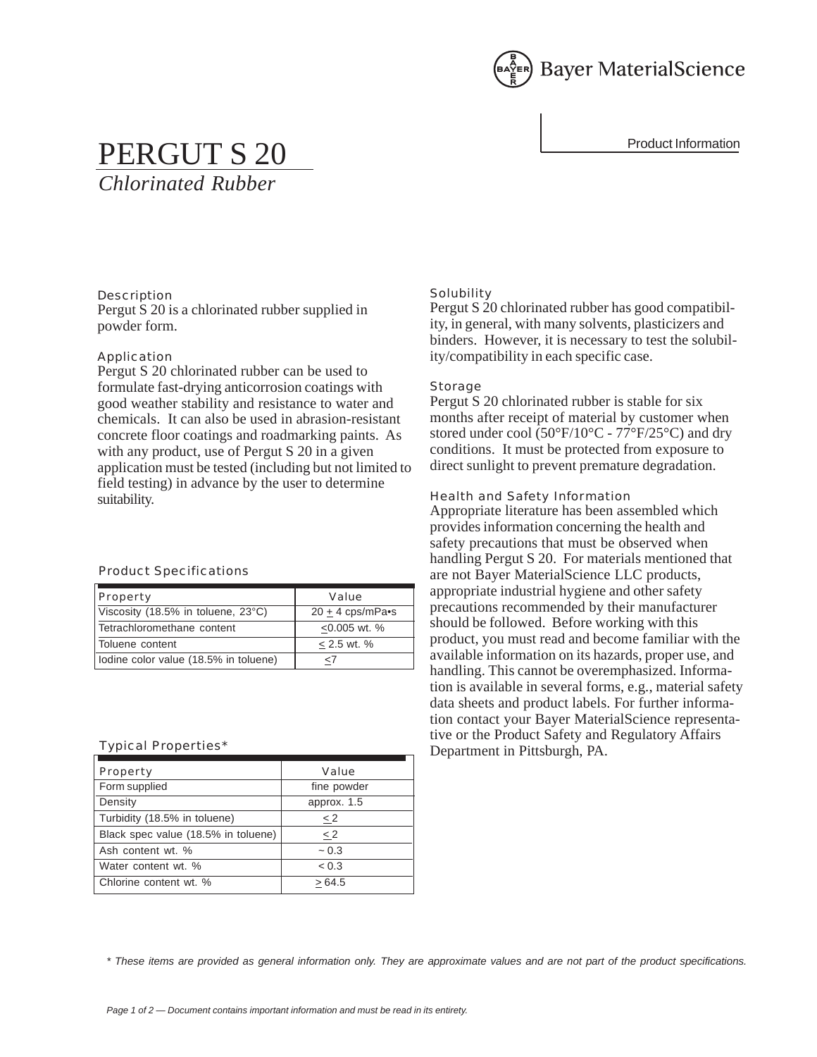Bayer MaterialScience

Product Information

# PERGUT S 20

*Chlorinated Rubber*

### Description

Pergut S 20 is a chlorinated rubber supplied in powder form.

### Application

Pergut S 20 chlorinated rubber can be used to formulate fast-drying anticorrosion coatings with good weather stability and resistance to water and chemicals. It can also be used in abrasion-resistant concrete floor coatings and roadmarking paints. As with any product, use of Pergut S 20 in a given application must be tested (including but not limited to field testing) in advance by the user to determine suitability.

### Product Specifications

| Property | Value |
|---|---|
| Viscosity (18.5% in toluene, 23°C) | 20 ± 4 cps/mPa•s |
| Tetrachloromethane content | ≤0.005 wt. % |
| Toluene content | ≤ 2.5 wt. % |
| Iodine color value (18.5% in toluene) | ≤7 |

### Typical Properties*

| Property | Value |
|---|---|
| Form supplied | fine powder |
| Density | approx. 1.5 |
| Turbidity (18.5% in toluene) | ≤ 2 |
| Black spec value (18.5% in toluene) | ≤ 2 |
| Ash content wt. % | ~ 0.3 |
| Water content wt. % | < 0.3 |
| Chlorine content wt. % | ≥ 64.5 |

### Solubility

Pergut S 20 chlorinated rubber has good compatibility, in general, with many solvents, plasticizers and binders. However, it is necessary to test the solubility/compatibility in each specific case.

### Storage

Pergut S 20 chlorinated rubber is stable for six months after receipt of material by customer when stored under cool (50°F/10°C - 77°F/25°C) and dry conditions. It must be protected from exposure to direct sunlight to prevent premature degradation.

### Health and Safety Information

Appropriate literature has been assembled which provides information concerning the health and safety precautions that must be observed when handling Pergut S 20. For materials mentioned that are not Bayer MaterialScience LLC products, appropriate industrial hygiene and other safety precautions recommended by their manufacturer should be followed. Before working with this product, you must read and become familiar with the available information on its hazards, proper use, and handling. This cannot be overemphasized. Information is available in several forms, e.g., material safety data sheets and product labels. For further information contact your Bayer MaterialScience representative or the Product Safety and Regulatory Affairs Department in Pittsburgh, PA.

*\* These items are provided as general information only. They are approximate values and are not part of the product specifications.*

*Document contains important information and must be read in its entirety.*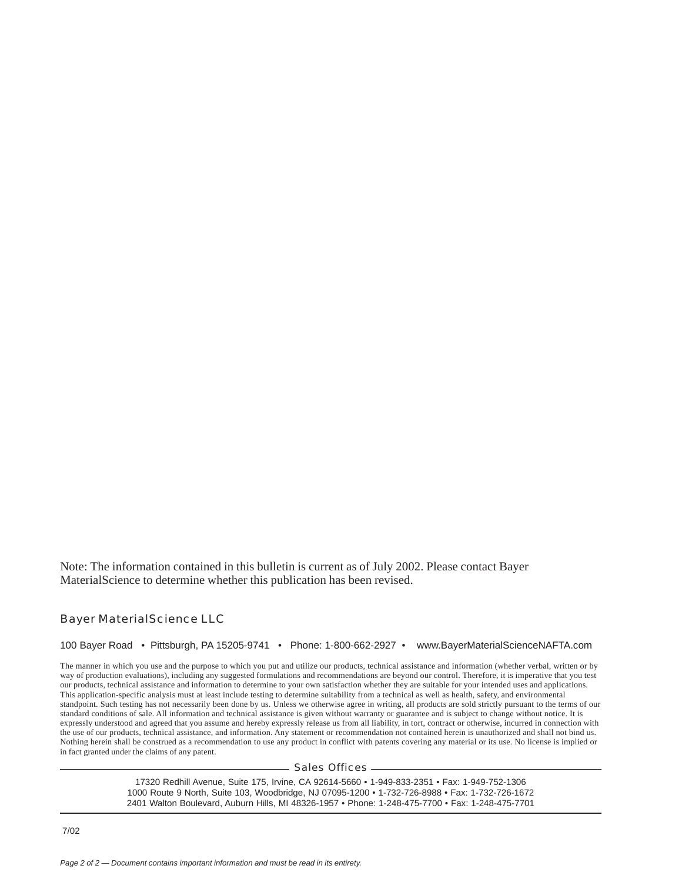Note: The information contained in this bulletin is current as of July 2002. Please contact Bayer MaterialScience to determine whether this publication has been revised.

## Bayer MaterialScience LLC

100 Bayer Road • Pittsburgh, PA 15205-9741 • Phone: 1-800-662-2927 • www.BayerMaterialScienceNAFTA.com

The manner in which you use and the purpose to which you put and utilize our products, technical assistance and information (whether verbal, written or by way of production evaluations), including any suggested formulations and recommendations are beyond our control. Therefore, it is imperative that you test our products, technical assistance and information to determine to your own satisfaction whether they are suitable for your intended uses and applications. This application-specific analysis must at least include testing to determine suitability from a technical as well as health, safety, and environmental standpoint. Such testing has not necessarily been done by us. Unless we otherwise agree in writing, all products are sold strictly pursuant to the terms of our standard conditions of sale. All information and technical assistance is given without warranty or guarantee and is subject to change without notice. It is expressly understood and agreed that you assume and hereby expressly release us from all liability, in tort, contract or otherwise, incurred in connection with the use of our products, technical assistance, and information. Any statement or recommendation not contained herein is unauthorized and shall not bind us. Nothing herein shall be construed as a recommendation to use any product in conflict with patents covering any material or its use. No license is implied or in fact granted under the claims of any patent.

### Sales Offices

17320 Redhill Avenue, Suite 175, Irvine, CA 92614-5660 • 1-949-833-2351 • Fax: 1-949-752-1306
1000 Route 9 North, Suite 103, Woodbridge, NJ 07095-1200 • 1-732-726-8988 • Fax: 1-732-726-1672
2401 Walton Boulevard, Auburn Hills, MI 48326-1957 • Phone: 1-248-475-7700 • Fax: 1-248-475-7701

7/02

*Document contains important information and must be read in its entirety.*